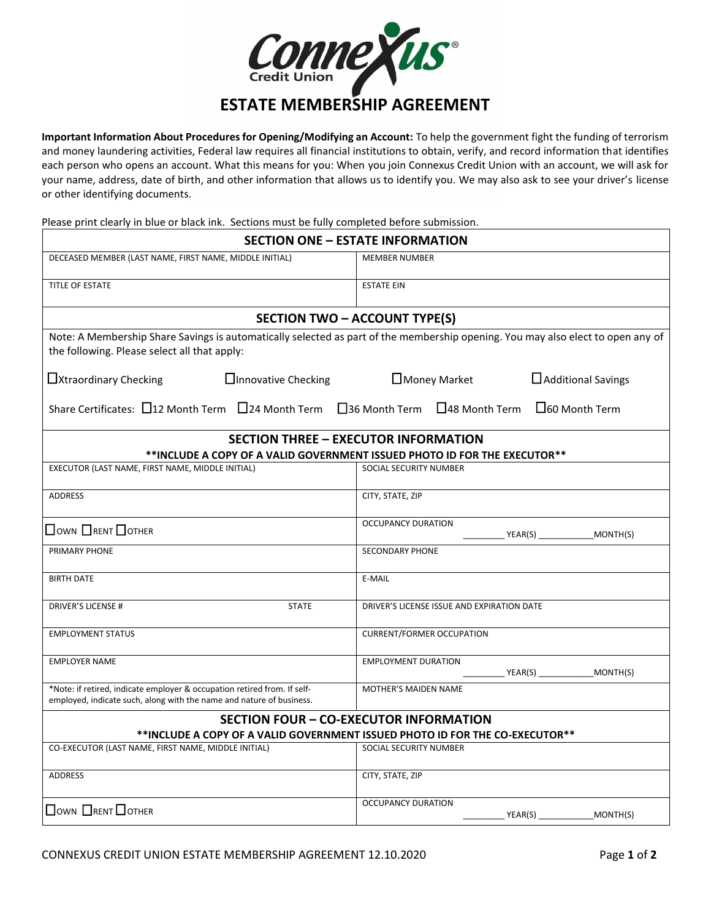Connexus Credit Union

# ESTATE MEMBERSHIP AGREEMENT

**Important Information About Procedures for Opening/Modifying an Account:** To help the government fight the funding of terrorism and money laundering activities, Federal law requires all financial institutions to obtain, verify, and record information that identifies each person who opens an account. What this means for you: When you join Connexus Credit Union with an account, we will ask for your name, address, date of birth, and other information that allows us to identify you. We may also ask to see your driver's license or other identifying documents.

Please print clearly in blue or black ink. Sections must be fully completed before submission.

## SECTION ONE – ESTATE INFORMATION

| | |
|---|---|
| DECEASED MEMBER (LAST NAME, FIRST NAME, MIDDLE INITIAL) | MEMBER NUMBER |
| TITLE OF ESTATE | ESTATE EIN |

## SECTION TWO – ACCOUNT TYPE(S)

Note: A Membership Share Savings is automatically selected as part of the membership opening. You may also elect to open any of the following. Please select all that apply:

☐ Xtraordinary Checking ☐ Innovative Checking ☐ Money Market ☐ Additional Savings

Share Certificates: ☐ 12 Month Term ☐ 24 Month Term ☐ 36 Month Term ☐ 48 Month Term ☐ 60 Month Term

## SECTION THREE – EXECUTOR INFORMATION

**\*\*INCLUDE A COPY OF A VALID GOVERNMENT ISSUED PHOTO ID FOR THE EXECUTOR\*\***

| | |
|---|---|
| EXECUTOR (LAST NAME, FIRST NAME, MIDDLE INITIAL) | SOCIAL SECURITY NUMBER |
| ADDRESS | CITY, STATE, ZIP |
| ☐ OWN ☐ RENT ☐ OTHER | OCCUPANCY DURATION _________ YEAR(S) ___________ MONTH(S) |
| PRIMARY PHONE | SECONDARY PHONE |
| BIRTH DATE | E-MAIL |
| DRIVER'S LICENSE # STATE | DRIVER'S LICENSE ISSUE AND EXPIRATION DATE |
| EMPLOYMENT STATUS | CURRENT/FORMER OCCUPATION |
| EMPLOYER NAME | EMPLOYMENT DURATION _________ YEAR(S) ___________ MONTH(S) |
| *Note: if retired, indicate employer & occupation retired from. If self-employed, indicate such, along with the name and nature of business. | MOTHER'S MAIDEN NAME |

## SECTION FOUR – CO-EXECUTOR INFORMATION

**\*\*INCLUDE A COPY OF A VALID GOVERNMENT ISSUED PHOTO ID FOR THE CO-EXECUTOR\*\***

| | |
|---|---|
| CO-EXECUTOR (LAST NAME, FIRST NAME, MIDDLE INITIAL) | SOCIAL SECURITY NUMBER |
| ADDRESS | CITY, STATE, ZIP |
| ☐ OWN ☐ RENT ☐ OTHER | OCCUPANCY DURATION _________ YEAR(S) ___________ MONTH(S) |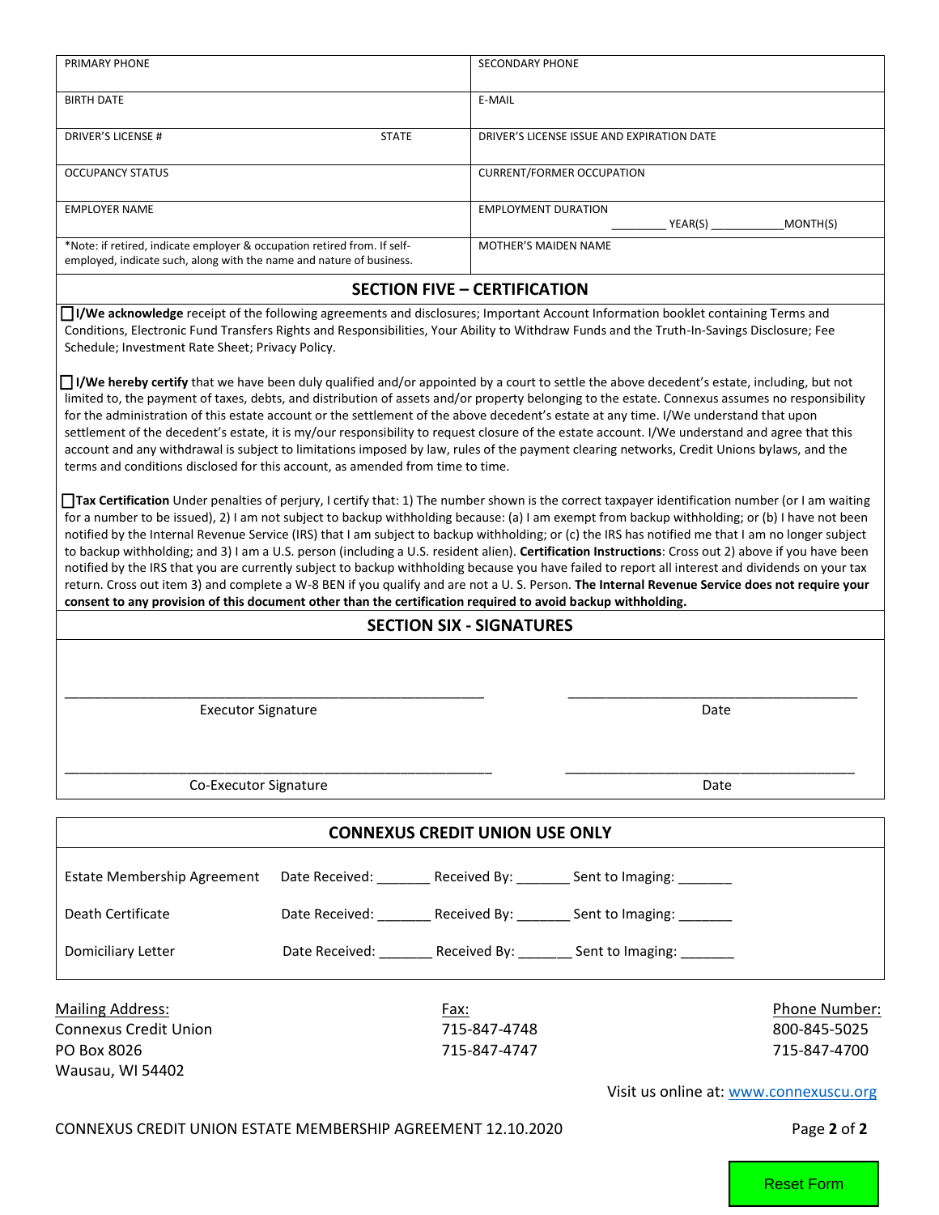| | |
|---|---|
| PRIMARY PHONE | SECONDARY PHONE |
| BIRTH DATE | E-MAIL |
| DRIVER'S LICENSE # &nbsp;&nbsp;&nbsp;&nbsp; STATE | DRIVER'S LICENSE ISSUE AND EXPIRATION DATE |
| OCCUPANCY STATUS | CURRENT/FORMER OCCUPATION |
| EMPLOYER NAME | EMPLOYMENT DURATION ________ YEAR(S) ___________MONTH(S) |
| *Note: if retired, indicate employer & occupation retired from. If self-employed, indicate such, along with the name and nature of business. | MOTHER'S MAIDEN NAME |

## SECTION FIVE – CERTIFICATION

☐ **I/We acknowledge** receipt of the following agreements and disclosures; Important Account Information booklet containing Terms and Conditions, Electronic Fund Transfers Rights and Responsibilities, Your Ability to Withdraw Funds and the Truth-In-Savings Disclosure; Fee Schedule; Investment Rate Sheet; Privacy Policy.

☐ **I/We hereby certify** that we have been duly qualified and/or appointed by a court to settle the above decedent's estate, including, but not limited to, the payment of taxes, debts, and distribution of assets and/or property belonging to the estate. Connexus assumes no responsibility for the administration of this estate account or the settlement of the above decedent's estate at any time. I/We understand that upon settlement of the decedent's estate, it is my/our responsibility to request closure of the estate account. I/We understand and agree that this account and any withdrawal is subject to limitations imposed by law, rules of the payment clearing networks, Credit Unions bylaws, and the terms and conditions disclosed for this account, as amended from time to time.

☐ **Tax Certification** Under penalties of perjury, I certify that: 1) The number shown is the correct taxpayer identification number (or I am waiting for a number to be issued), 2) I am not subject to backup withholding because: (a) I am exempt from backup withholding; or (b) I have not been notified by the Internal Revenue Service (IRS) that I am subject to backup withholding; or (c) the IRS has notified me that I am no longer subject to backup withholding; and 3) I am a U.S. person (including a U.S. resident alien). **Certification Instructions**: Cross out 2) above if you have been notified by the IRS that you are currently subject to backup withholding because you have failed to report all interest and dividends on your tax return. Cross out item 3) and complete a W-8 BEN if you qualify and are not a U. S. Person. **The Internal Revenue Service does not require your consent to any provision of this document other than the certification required to avoid backup withholding.**

## SECTION SIX - SIGNATURES

_____________________________________________ &nbsp;&nbsp;&nbsp;&nbsp; __________________________________
Executor Signature &nbsp;&nbsp;&nbsp;&nbsp; Date

_____________________________________________ &nbsp;&nbsp;&nbsp;&nbsp; __________________________________
Co-Executor Signature &nbsp;&nbsp;&nbsp;&nbsp; Date

## CONNEXUS CREDIT UNION USE ONLY

| | | | |
|---|---|---|---|
| Estate Membership Agreement | Date Received: _______ | Received By: _______ | Sent to Imaging: _______ |
| Death Certificate | Date Received: _______ | Received By: _______ | Sent to Imaging: _______ |
| Domiciliary Letter | Date Received: _______ | Received By: _______ | Sent to Imaging: _______ |

| Mailing Address: | Fax: | Phone Number: |
|---|---|---|
| Connexus Credit Union | 715-847-4748 | 800-845-5025 |
| PO Box 8026 | 715-847-4747 | 715-847-4700 |
| Wausau, WI 54402 | | |

Visit us online at: www.connexuscu.org

CONNEXUS CREDIT UNION ESTATE MEMBERSHIP AGREEMENT 12.10.2020

Reset Form